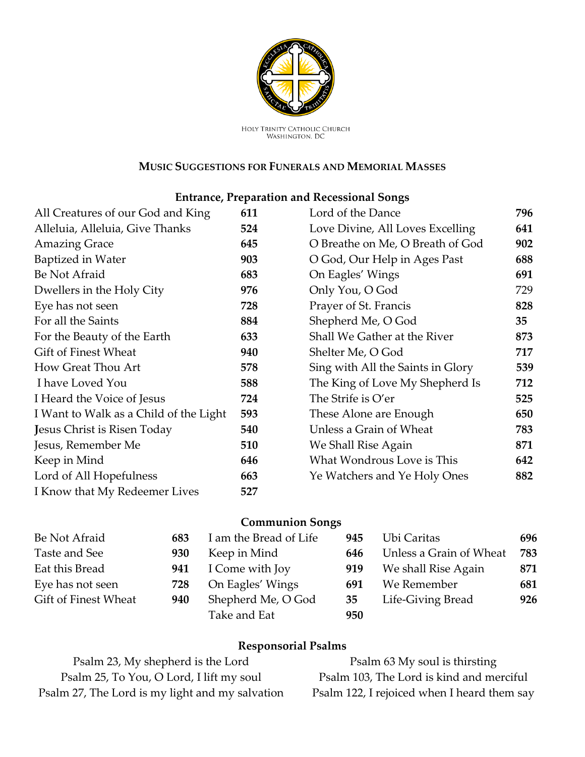Holy Trinity Catholic Church
Washington, DC

## MUSIC SUGGESTIONS FOR FUNERALS AND MEMORIAL MASSES

### Entrance, Preparation and Recessional Songs

| Song | No. |
|---|---|
| All Creatures of our God and King | **611** |
| Alleluia, Alleluia, Give Thanks | **524** |
| Amazing Grace | **645** |
| Baptized in Water | **903** |
| Be Not Afraid | **683** |
| Dwellers in the Holy City | **976** |
| Eye has not seen | **728** |
| For all the Saints | **884** |
| For the Beauty of the Earth | **633** |
| Gift of Finest Wheat | **940** |
| How Great Thou Art | **578** |
| I have Loved You | **588** |
| I Heard the Voice of Jesus | **724** |
| I Want to Walk as a Child of the Light | **593** |
| Jesus Christ is Risen Today | **540** |
| Jesus, Remember Me | **510** |
| Keep in Mind | **646** |
| Lord of All Hopefulness | **663** |
| I Know that My Redeemer Lives | **527** |
| Lord of the Dance | **796** |
| Love Divine, All Loves Excelling | **641** |
| O Breathe on Me, O Breath of God | **902** |
| O God, Our Help in Ages Past | **688** |
| On Eagles' Wings | **691** |
| Only You, O God | 729 |
| Prayer of St. Francis | **828** |
| Shepherd Me, O God | **35** |
| Shall We Gather at the River | **873** |
| Shelter Me, O God | **717** |
| Sing with All the Saints in Glory | **539** |
| The King of Love My Shepherd Is | **712** |
| The Strife is O'er | **525** |
| These Alone are Enough | **650** |
| Unless a Grain of Wheat | **783** |
| We Shall Rise Again | **871** |
| What Wondrous Love is This | **642** |
| Ye Watchers and Ye Holy Ones | **882** |

### Communion Songs

| Song | No. |
|---|---|
| Be Not Afraid | **683** |
| Taste and See | **930** |
| Eat this Bread | **941** |
| Eye has not seen | **728** |
| Gift of Finest Wheat | **940** |
| I am the Bread of Life | **945** |
| Keep in Mind | **646** |
| I Come with Joy | **919** |
| On Eagles' Wings | **691** |
| Shepherd Me, O God | **35** |
| Take and Eat | **950** |
| Ubi Caritas | **696** |
| Unless a Grain of Wheat | **783** |
| We shall Rise Again | **871** |
| We Remember | **681** |
| Life-Giving Bread | **926** |

### Responsorial Psalms

Psalm 23, My shepherd is the Lord
Psalm 25, To You, O Lord, I lift my soul
Psalm 27, The Lord is my light and my salvation
Psalm 63 My soul is thirsting
Psalm 103, The Lord is kind and merciful
Psalm 122, I rejoiced when I heard them say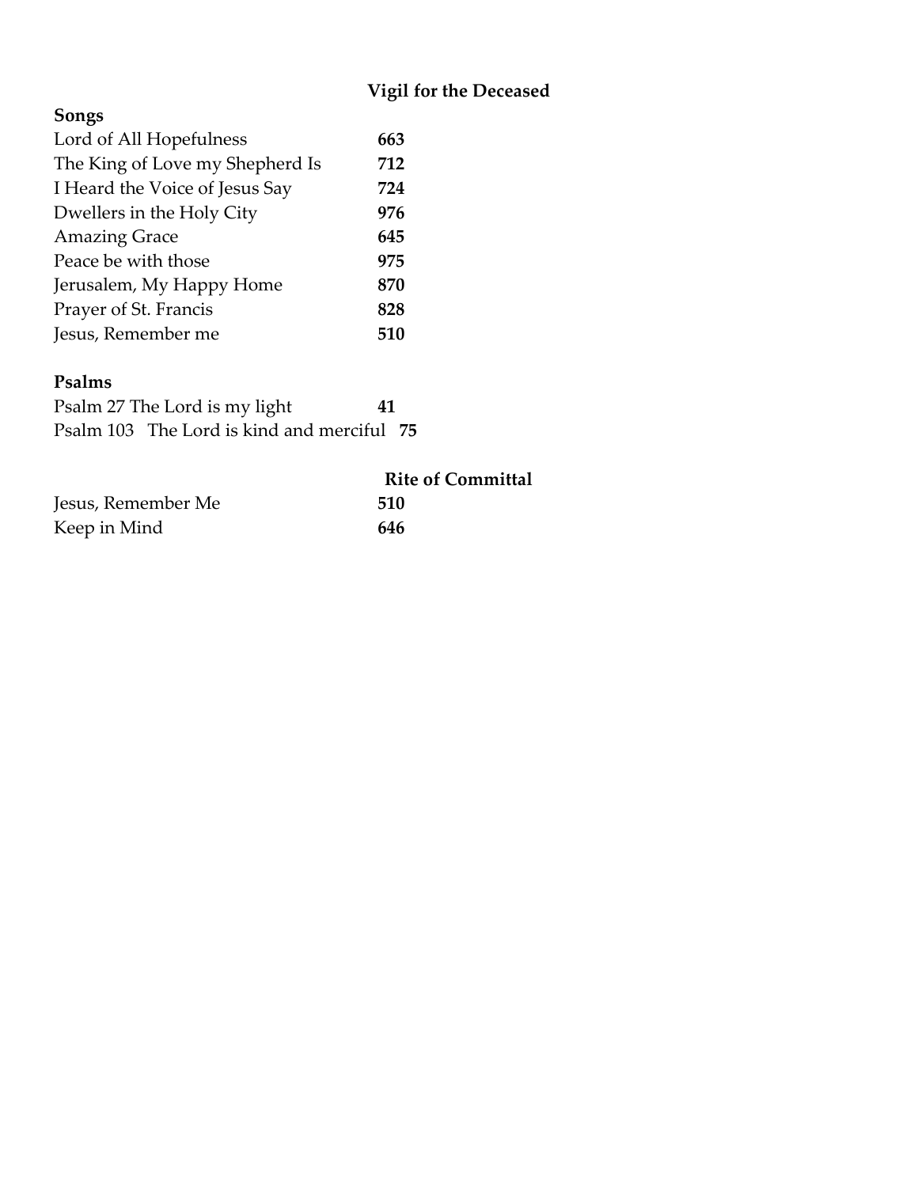## Vigil for the Deceased

**Songs**

| | |
|---|---|
| Lord of All Hopefulness | **663** |
| The King of Love my Shepherd Is | **712** |
| I Heard the Voice of Jesus Say | **724** |
| Dwellers in the Holy City | **976** |
| Amazing Grace | **645** |
| Peace be with those | **975** |
| Jerusalem, My Happy Home | **870** |
| Prayer of St. Francis | **828** |
| Jesus, Remember me | **510** |

**Psalms**

| | |
|---|---|
| Psalm 27 The Lord is my light | **41** |
| Psalm 103 The Lord is kind and merciful | **75** |

## Rite of Committal

| | |
|---|---|
| Jesus, Remember Me | **510** |
| Keep in Mind | **646** |